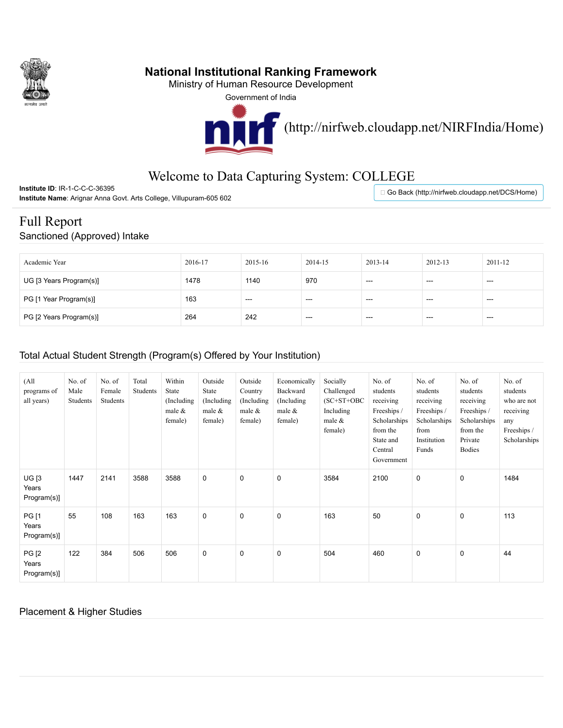# National Institutional Ranking Framework

Ministry of Human Resource Development

Government of India

(http://nirfweb.cloudapp.net/NIRFIndia/Home)

## Welcome to Data Capturing System: COLLEGE

**Institute ID**: IR-1-C-C-C-36395

**Institute Name**: Arignar Anna Govt. Arts College, Villupuram-605 602

Go Back (http://nirfweb.cloudapp.net/DCS/Home)

# Full Report

## Sanctioned (Approved) Intake

| Academic Year | 2016-17 | 2015-16 | 2014-15 | 2013-14 | 2012-13 | 2011-12 |
|---|---|---|---|---|---|---|
| UG [3 Years Program(s)] | 1478 | 1140 | 970 | --- | --- | --- |
| PG [1 Year Program(s)] | 163 | --- | --- | --- | --- | --- |
| PG [2 Years Program(s)] | 264 | 242 | --- | --- | --- | --- |

## Total Actual Student Strength (Program(s) Offered by Your Institution)

| (All programs of all years) | No. of Male Students | No. of Female Students | Total Students | Within State (Including male & female) | Outside State (Including male & female) | Outside Country (Including male & female) | Economically Backward (Including male & female) | Socially Challenged (SC+ST+OBC Including male & female) | No. of students receiving Freeships / Scholarships from the State and Central Government | No. of students receiving Freeships / Scholarships from Institution Funds | No. of students receiving Freeships / Scholarships from the Private Bodies | No. of students who are not receiving any Freeships / Scholarships |
|---|---|---|---|---|---|---|---|---|---|---|---|---|
| UG [3 Years Program(s)] | 1447 | 2141 | 3588 | 3588 | 0 | 0 | 0 | 3584 | 2100 | 0 | 0 | 1484 |
| PG [1 Year Program(s)] | 55 | 108 | 163 | 163 | 0 | 0 | 0 | 163 | 50 | 0 | 0 | 113 |
| PG [2 Years Program(s)] | 122 | 384 | 506 | 506 | 0 | 0 | 0 | 504 | 460 | 0 | 0 | 44 |

## Placement & Higher Studies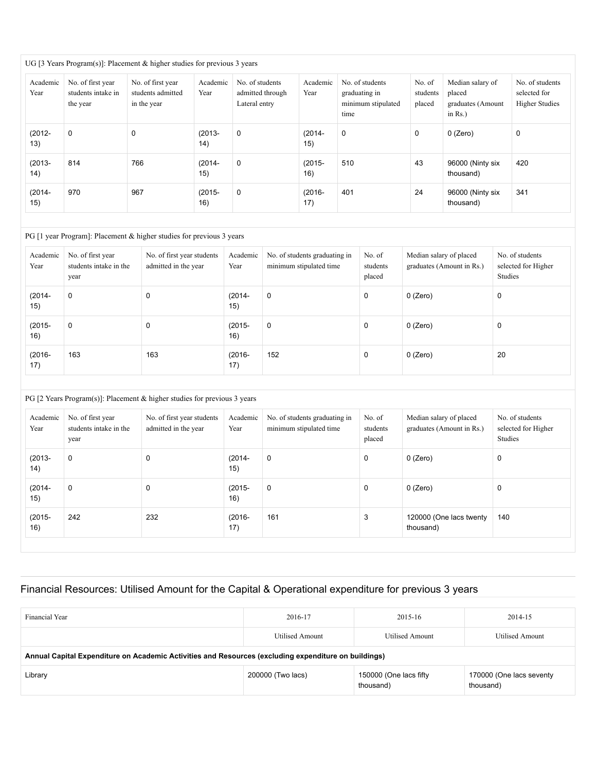UG [3 Years Program(s)]: Placement & higher studies for previous 3 years

| Academic Year | No. of first year students intake in the year | No. of first year students admitted in the year | Academic Year | No. of students admitted through Lateral entry | Academic Year | No. of students graduating in minimum stipulated time | No. of students placed | Median salary of placed graduates (Amount in Rs.) | No. of students selected for Higher Studies |
|---|---|---|---|---|---|---|---|---|---|
| (2012-13) | 0 | 0 | (2013-14) | 0 | (2014-15) | 0 | 0 | 0 (Zero) | 0 |
| (2013-14) | 814 | 766 | (2014-15) | 0 | (2015-16) | 510 | 43 | 96000 (Ninty six thousand) | 420 |
| (2014-15) | 970 | 967 | (2015-16) | 0 | (2016-17) | 401 | 24 | 96000 (Ninty six thousand) | 341 |

PG [1 year Program]: Placement & higher studies for previous 3 years

| Academic Year | No. of first year students intake in the year | No. of first year students admitted in the year | Academic Year | No. of students graduating in minimum stipulated time | No. of students placed | Median salary of placed graduates (Amount in Rs.) | No. of students selected for Higher Studies |
|---|---|---|---|---|---|---|---|
| (2014-15) | 0 | 0 | (2014-15) | 0 | 0 | 0 (Zero) | 0 |
| (2015-16) | 0 | 0 | (2015-16) | 0 | 0 | 0 (Zero) | 0 |
| (2016-17) | 163 | 163 | (2016-17) | 152 | 0 | 0 (Zero) | 20 |

PG [2 Years Program(s)]: Placement & higher studies for previous 3 years

| Academic Year | No. of first year students intake in the year | No. of first year students admitted in the year | Academic Year | No. of students graduating in minimum stipulated time | No. of students placed | Median salary of placed graduates (Amount in Rs.) | No. of students selected for Higher Studies |
|---|---|---|---|---|---|---|---|
| (2013-14) | 0 | 0 | (2014-15) | 0 | 0 | 0 (Zero) | 0 |
| (2014-15) | 0 | 0 | (2015-16) | 0 | 0 | 0 (Zero) | 0 |
| (2015-16) | 242 | 232 | (2016-17) | 161 | 3 | 120000 (One lacs twenty thousand) | 140 |

## Financial Resources: Utilised Amount for the Capital & Operational expenditure for previous 3 years

| Financial Year | 2016-17 | 2015-16 | 2014-15 |
|---|---|---|---|
| | Utilised Amount | Utilised Amount | Utilised Amount |
| **Annual Capital Expenditure on Academic Activities and Resources (excluding expenditure on buildings)** | | | |
| Library | 200000 (Two lacs) | 150000 (One lacs fifty thousand) | 170000 (One lacs seventy thousand) |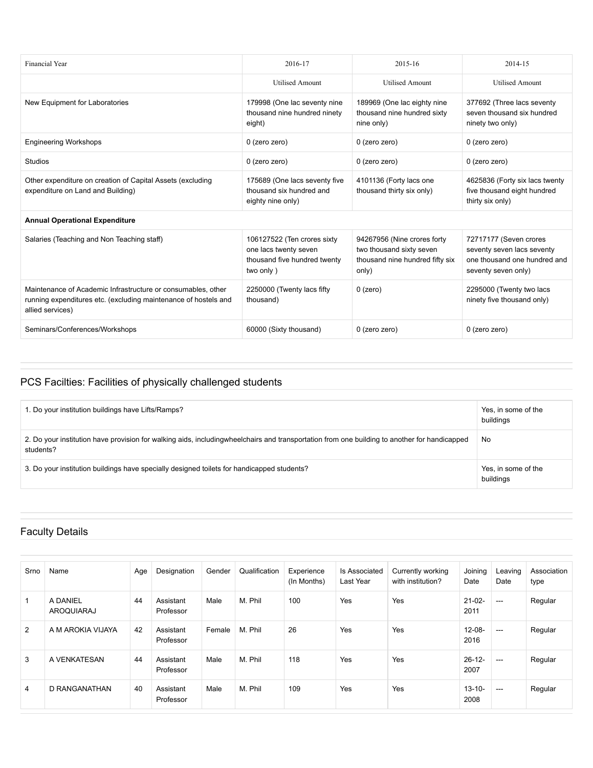| Financial Year | 2016-17 | 2015-16 | 2014-15 |
|---|---|---|---|
| | Utilised Amount | Utilised Amount | Utilised Amount |
| New Equipment for Laboratories | 179998 (One lac seventy nine thousand nine hundred ninety eight) | 189969 (One lac eighty nine thousand nine hundred sixty nine only) | 377692 (Three lacs seventy seven thousand six hundred ninety two only) |
| Engineering Workshops | 0 (zero zero) | 0 (zero zero) | 0 (zero zero) |
| Studios | 0 (zero zero) | 0 (zero zero) | 0 (zero zero) |
| Other expenditure on creation of Capital Assets (excluding expenditure on Land and Building) | 175689 (One lacs seventy five thousand six hundred and eighty nine only) | 4101136 (Forty lacs one thousand thirty six only) | 4625836 (Forty six lacs twenty five thousand eight hundred thirty six only) |
| **Annual Operational Expenditure** | | | |
| Salaries (Teaching and Non Teaching staff) | 106127522 (Ten crores sixty one lacs twenty seven thousand five hundred twenty two only ) | 94267956 (Nine crores forty two thousand sixty seven thousand nine hundred fifty six only) | 72717177 (Seven crores seventy seven lacs seventy one thousand one hundred and seventy seven only) |
| Maintenance of Academic Infrastructure or consumables, other running expenditures etc. (excluding maintenance of hostels and allied services) | 2250000 (Twenty lacs fifty thousand) | 0 (zero) | 2295000 (Twenty two lacs ninety five thousand only) |
| Seminars/Conferences/Workshops | 60000 (Sixty thousand) | 0 (zero zero) | 0 (zero zero) |

## PCS Facilties: Facilities of physically challenged students

| | |
|---|---|
| 1. Do your institution buildings have Lifts/Ramps? | Yes, in some of the buildings |
| 2. Do your institution have provision for walking aids, includingwheelchairs and transportation from one building to another for handicapped students? | No |
| 3. Do your institution buildings have specially designed toilets for handicapped students? | Yes, in some of the buildings |

## Faculty Details

| Srno | Name | Age | Designation | Gender | Qualification | Experience (In Months) | Is Associated Last Year | Currently working with institution? | Joining Date | Leaving Date | Association type |
|---|---|---|---|---|---|---|---|---|---|---|---|
| 1 | A DANIEL AROQUIARAJ | 44 | Assistant Professor | Male | M. Phil | 100 | Yes | Yes | 21-02-2011 | --- | Regular |
| 2 | A M AROKIA VIJAYA | 42 | Assistant Professor | Female | M. Phil | 26 | Yes | Yes | 12-08-2016 | --- | Regular |
| 3 | A VENKATESAN | 44 | Assistant Professor | Male | M. Phil | 118 | Yes | Yes | 26-12-2007 | --- | Regular |
| 4 | D RANGANATHAN | 40 | Assistant Professor | Male | M. Phil | 109 | Yes | Yes | 13-10-2008 | --- | Regular |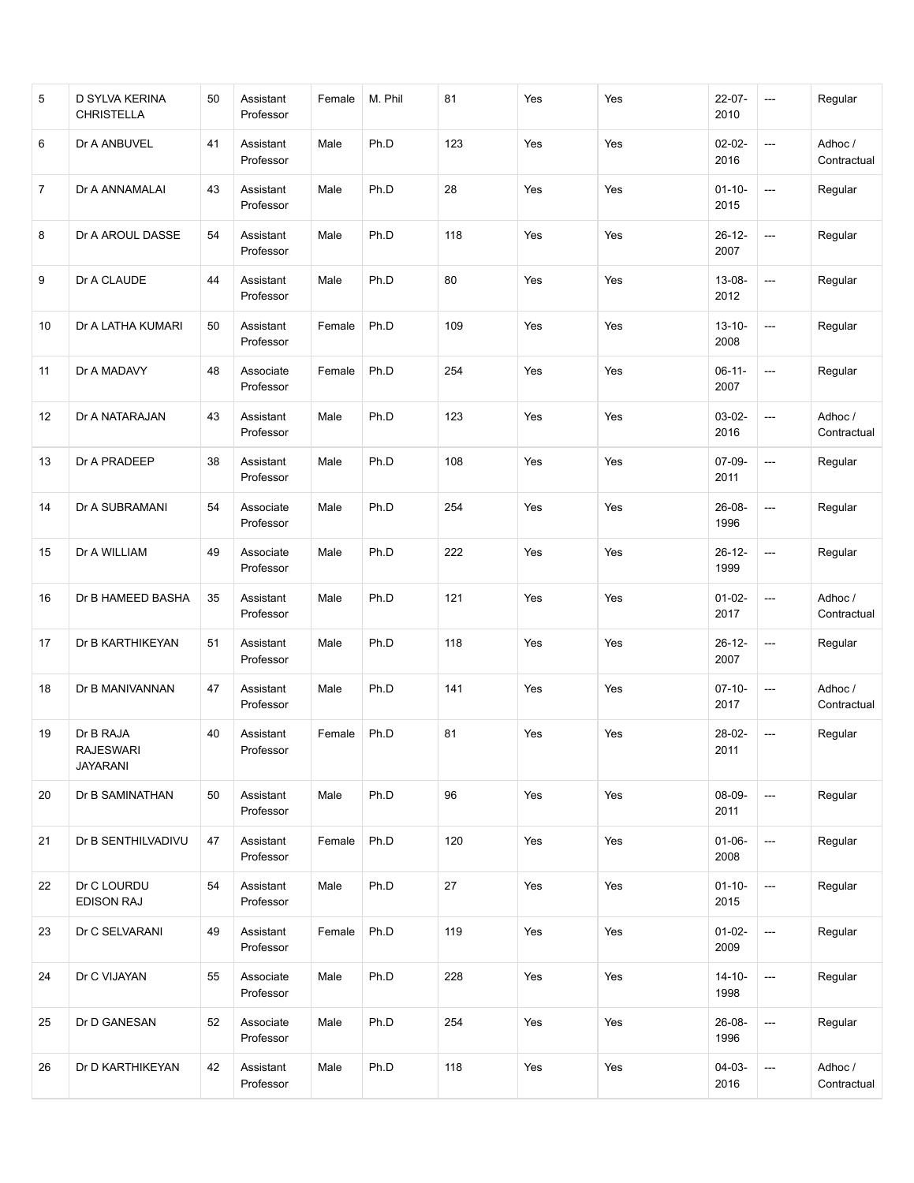| | | | | | | | | | | | |
|---|---|---|---|---|---|---|---|---|---|---|---|
| 5 | D SYLVA KERINA CHRISTELLA | 50 | Assistant Professor | Female | M. Phil | 81 | Yes | Yes | 22-07-2010 | --- | Regular |
| 6 | Dr A ANBUVEL | 41 | Assistant Professor | Male | Ph.D | 123 | Yes | Yes | 02-02-2016 | --- | Adhoc / Contractual |
| 7 | Dr A ANNAMALAI | 43 | Assistant Professor | Male | Ph.D | 28 | Yes | Yes | 01-10-2015 | --- | Regular |
| 8 | Dr A AROUL DASSE | 54 | Assistant Professor | Male | Ph.D | 118 | Yes | Yes | 26-12-2007 | --- | Regular |
| 9 | Dr A CLAUDE | 44 | Assistant Professor | Male | Ph.D | 80 | Yes | Yes | 13-08-2012 | --- | Regular |
| 10 | Dr A LATHA KUMARI | 50 | Assistant Professor | Female | Ph.D | 109 | Yes | Yes | 13-10-2008 | --- | Regular |
| 11 | Dr A MADAVY | 48 | Associate Professor | Female | Ph.D | 254 | Yes | Yes | 06-11-2007 | --- | Regular |
| 12 | Dr A NATARAJAN | 43 | Assistant Professor | Male | Ph.D | 123 | Yes | Yes | 03-02-2016 | --- | Adhoc / Contractual |
| 13 | Dr A PRADEEP | 38 | Assistant Professor | Male | Ph.D | 108 | Yes | Yes | 07-09-2011 | --- | Regular |
| 14 | Dr A SUBRAMANI | 54 | Associate Professor | Male | Ph.D | 254 | Yes | Yes | 26-08-1996 | --- | Regular |
| 15 | Dr A WILLIAM | 49 | Associate Professor | Male | Ph.D | 222 | Yes | Yes | 26-12-1999 | --- | Regular |
| 16 | Dr B HAMEED BASHA | 35 | Assistant Professor | Male | Ph.D | 121 | Yes | Yes | 01-02-2017 | --- | Adhoc / Contractual |
| 17 | Dr B KARTHIKEYAN | 51 | Assistant Professor | Male | Ph.D | 118 | Yes | Yes | 26-12-2007 | --- | Regular |
| 18 | Dr B MANIVANNAN | 47 | Assistant Professor | Male | Ph.D | 141 | Yes | Yes | 07-10-2017 | --- | Adhoc / Contractual |
| 19 | Dr B RAJA RAJESWARI JAYARANI | 40 | Assistant Professor | Female | Ph.D | 81 | Yes | Yes | 28-02-2011 | --- | Regular |
| 20 | Dr B SAMINATHAN | 50 | Assistant Professor | Male | Ph.D | 96 | Yes | Yes | 08-09-2011 | --- | Regular |
| 21 | Dr B SENTHILVADIVU | 47 | Assistant Professor | Female | Ph.D | 120 | Yes | Yes | 01-06-2008 | --- | Regular |
| 22 | Dr C LOURDU EDISON RAJ | 54 | Assistant Professor | Male | Ph.D | 27 | Yes | Yes | 01-10-2015 | --- | Regular |
| 23 | Dr C SELVARANI | 49 | Assistant Professor | Female | Ph.D | 119 | Yes | Yes | 01-02-2009 | --- | Regular |
| 24 | Dr C VIJAYAN | 55 | Associate Professor | Male | Ph.D | 228 | Yes | Yes | 14-10-1998 | --- | Regular |
| 25 | Dr D GANESAN | 52 | Associate Professor | Male | Ph.D | 254 | Yes | Yes | 26-08-1996 | --- | Regular |
| 26 | Dr D KARTHIKEYAN | 42 | Assistant Professor | Male | Ph.D | 118 | Yes | Yes | 04-03-2016 | --- | Adhoc / Contractual |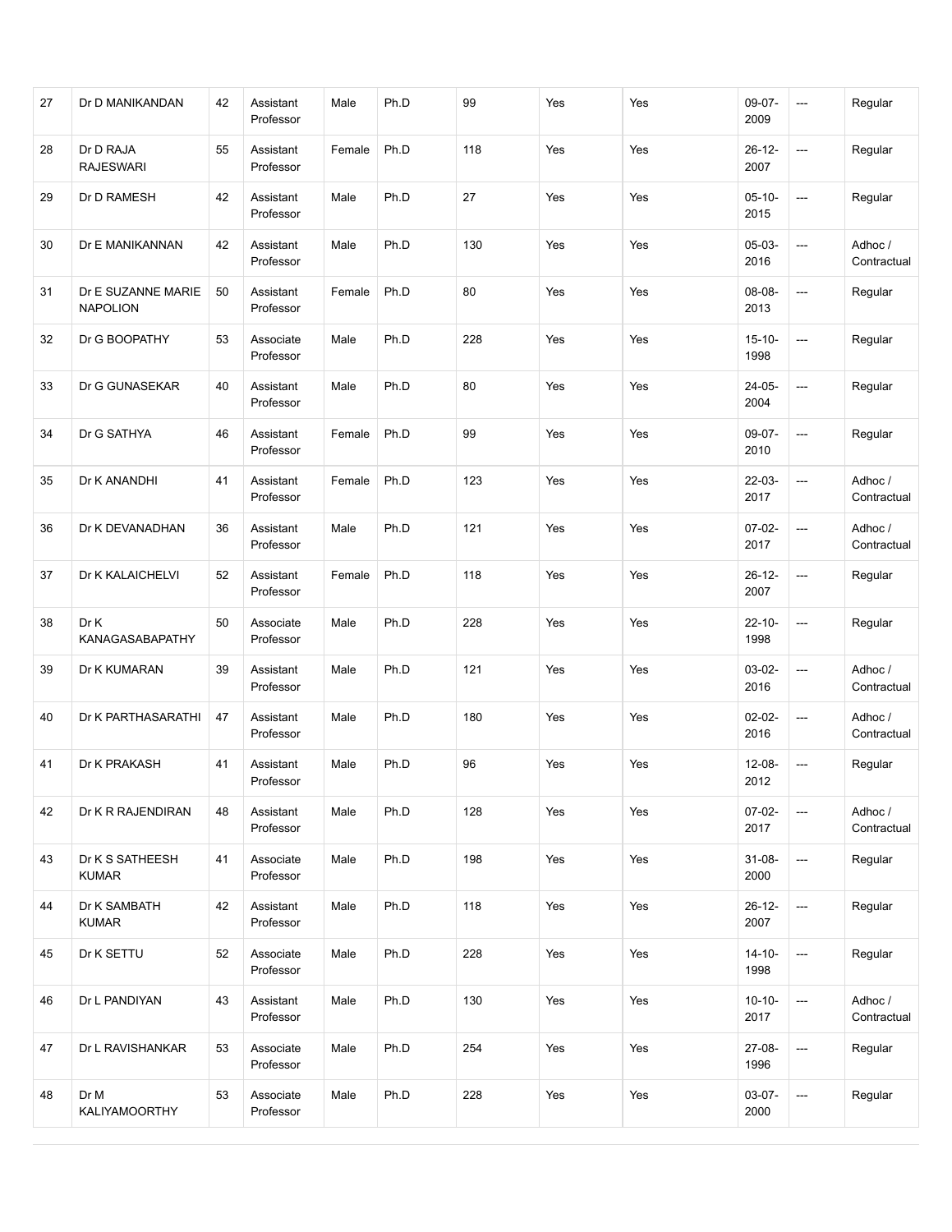| | | | | | | | | | | | |
|---|---|---|---|---|---|---|---|---|---|---|---|
| 27 | Dr D MANIKANDAN | 42 | Assistant Professor | Male | Ph.D | 99 | Yes | Yes | 09-07-2009 | --- | Regular |
| 28 | Dr D RAJA RAJESWARI | 55 | Assistant Professor | Female | Ph.D | 118 | Yes | Yes | 26-12-2007 | --- | Regular |
| 29 | Dr D RAMESH | 42 | Assistant Professor | Male | Ph.D | 27 | Yes | Yes | 05-10-2015 | --- | Regular |
| 30 | Dr E MANIKANNAN | 42 | Assistant Professor | Male | Ph.D | 130 | Yes | Yes | 05-03-2016 | --- | Adhoc / Contractual |
| 31 | Dr E SUZANNE MARIE NAPOLION | 50 | Assistant Professor | Female | Ph.D | 80 | Yes | Yes | 08-08-2013 | --- | Regular |
| 32 | Dr G BOOPATHY | 53 | Associate Professor | Male | Ph.D | 228 | Yes | Yes | 15-10-1998 | --- | Regular |
| 33 | Dr G GUNASEKAR | 40 | Assistant Professor | Male | Ph.D | 80 | Yes | Yes | 24-05-2004 | --- | Regular |
| 34 | Dr G SATHYA | 46 | Assistant Professor | Female | Ph.D | 99 | Yes | Yes | 09-07-2010 | --- | Regular |
| 35 | Dr K ANANDHI | 41 | Assistant Professor | Female | Ph.D | 123 | Yes | Yes | 22-03-2017 | --- | Adhoc / Contractual |
| 36 | Dr K DEVANADHAN | 36 | Assistant Professor | Male | Ph.D | 121 | Yes | Yes | 07-02-2017 | --- | Adhoc / Contractual |
| 37 | Dr K KALAICHELVI | 52 | Assistant Professor | Female | Ph.D | 118 | Yes | Yes | 26-12-2007 | --- | Regular |
| 38 | Dr K KANAGASABAPATHY | 50 | Associate Professor | Male | Ph.D | 228 | Yes | Yes | 22-10-1998 | --- | Regular |
| 39 | Dr K KUMARAN | 39 | Assistant Professor | Male | Ph.D | 121 | Yes | Yes | 03-02-2016 | --- | Adhoc / Contractual |
| 40 | Dr K PARTHASARATHI | 47 | Assistant Professor | Male | Ph.D | 180 | Yes | Yes | 02-02-2016 | --- | Adhoc / Contractual |
| 41 | Dr K PRAKASH | 41 | Assistant Professor | Male | Ph.D | 96 | Yes | Yes | 12-08-2012 | --- | Regular |
| 42 | Dr K R RAJENDIRAN | 48 | Assistant Professor | Male | Ph.D | 128 | Yes | Yes | 07-02-2017 | --- | Adhoc / Contractual |
| 43 | Dr K S SATHEESH KUMAR | 41 | Associate Professor | Male | Ph.D | 198 | Yes | Yes | 31-08-2000 | --- | Regular |
| 44 | Dr K SAMBATH KUMAR | 42 | Assistant Professor | Male | Ph.D | 118 | Yes | Yes | 26-12-2007 | --- | Regular |
| 45 | Dr K SETTU | 52 | Associate Professor | Male | Ph.D | 228 | Yes | Yes | 14-10-1998 | --- | Regular |
| 46 | Dr L PANDIYAN | 43 | Assistant Professor | Male | Ph.D | 130 | Yes | Yes | 10-10-2017 | --- | Adhoc / Contractual |
| 47 | Dr L RAVISHANKAR | 53 | Associate Professor | Male | Ph.D | 254 | Yes | Yes | 27-08-1996 | --- | Regular |
| 48 | Dr M KALIYAMOORTHY | 53 | Associate Professor | Male | Ph.D | 228 | Yes | Yes | 03-07-2000 | --- | Regular |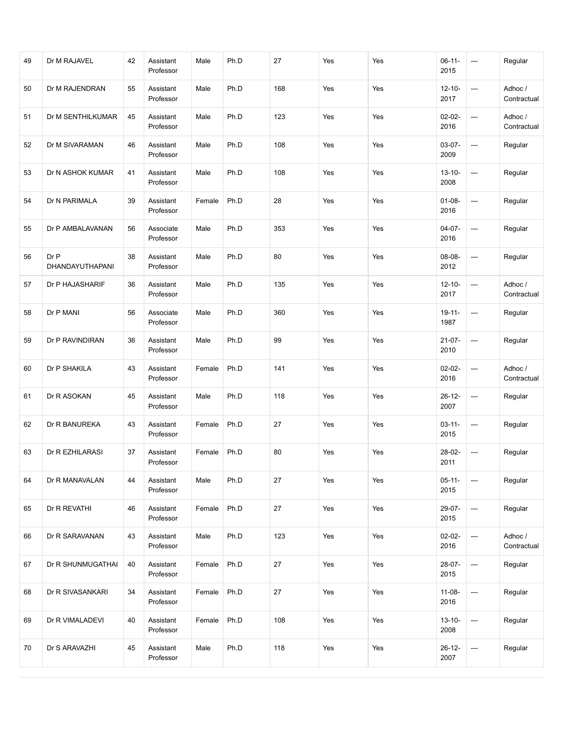| | | | | | | | | | | | |
|---|---|---|---|---|---|---|---|---|---|---|---|
| 49 | Dr M RAJAVEL | 42 | Assistant Professor | Male | Ph.D | 27 | Yes | Yes | 06-11-2015 | --- | Regular |
| 50 | Dr M RAJENDRAN | 55 | Assistant Professor | Male | Ph.D | 168 | Yes | Yes | 12-10-2017 | --- | Adhoc / Contractual |
| 51 | Dr M SENTHILKUMAR | 45 | Assistant Professor | Male | Ph.D | 123 | Yes | Yes | 02-02-2016 | --- | Adhoc / Contractual |
| 52 | Dr M SIVARAMAN | 46 | Assistant Professor | Male | Ph.D | 108 | Yes | Yes | 03-07-2009 | --- | Regular |
| 53 | Dr N ASHOK KUMAR | 41 | Assistant Professor | Male | Ph.D | 108 | Yes | Yes | 13-10-2008 | --- | Regular |
| 54 | Dr N PARIMALA | 39 | Assistant Professor | Female | Ph.D | 28 | Yes | Yes | 01-08-2016 | --- | Regular |
| 55 | Dr P AMBALAVANAN | 56 | Associate Professor | Male | Ph.D | 353 | Yes | Yes | 04-07-2016 | --- | Regular |
| 56 | Dr P DHANDAYUTHAPANI | 38 | Assistant Professor | Male | Ph.D | 80 | Yes | Yes | 08-08-2012 | --- | Regular |
| 57 | Dr P HAJASHARIF | 36 | Assistant Professor | Male | Ph.D | 135 | Yes | Yes | 12-10-2017 | --- | Adhoc / Contractual |
| 58 | Dr P MANI | 56 | Associate Professor | Male | Ph.D | 360 | Yes | Yes | 19-11-1987 | --- | Regular |
| 59 | Dr P RAVINDIRAN | 36 | Assistant Professor | Male | Ph.D | 99 | Yes | Yes | 21-07-2010 | --- | Regular |
| 60 | Dr P SHAKILA | 43 | Assistant Professor | Female | Ph.D | 141 | Yes | Yes | 02-02-2016 | --- | Adhoc / Contractual |
| 61 | Dr R ASOKAN | 45 | Assistant Professor | Male | Ph.D | 118 | Yes | Yes | 26-12-2007 | --- | Regular |
| 62 | Dr R BANUREKA | 43 | Assistant Professor | Female | Ph.D | 27 | Yes | Yes | 03-11-2015 | --- | Regular |
| 63 | Dr R EZHILARASI | 37 | Assistant Professor | Female | Ph.D | 80 | Yes | Yes | 28-02-2011 | --- | Regular |
| 64 | Dr R MANAVALAN | 44 | Assistant Professor | Male | Ph.D | 27 | Yes | Yes | 05-11-2015 | --- | Regular |
| 65 | Dr R REVATHI | 46 | Assistant Professor | Female | Ph.D | 27 | Yes | Yes | 29-07-2015 | --- | Regular |
| 66 | Dr R SARAVANAN | 43 | Assistant Professor | Male | Ph.D | 123 | Yes | Yes | 02-02-2016 | --- | Adhoc / Contractual |
| 67 | Dr R SHUNMUGATHAI | 40 | Assistant Professor | Female | Ph.D | 27 | Yes | Yes | 28-07-2015 | --- | Regular |
| 68 | Dr R SIVASANKARI | 34 | Assistant Professor | Female | Ph.D | 27 | Yes | Yes | 11-08-2016 | --- | Regular |
| 69 | Dr R VIMALADEVI | 40 | Assistant Professor | Female | Ph.D | 108 | Yes | Yes | 13-10-2008 | --- | Regular |
| 70 | Dr S ARAVAZHI | 45 | Assistant Professor | Male | Ph.D | 118 | Yes | Yes | 26-12-2007 | --- | Regular |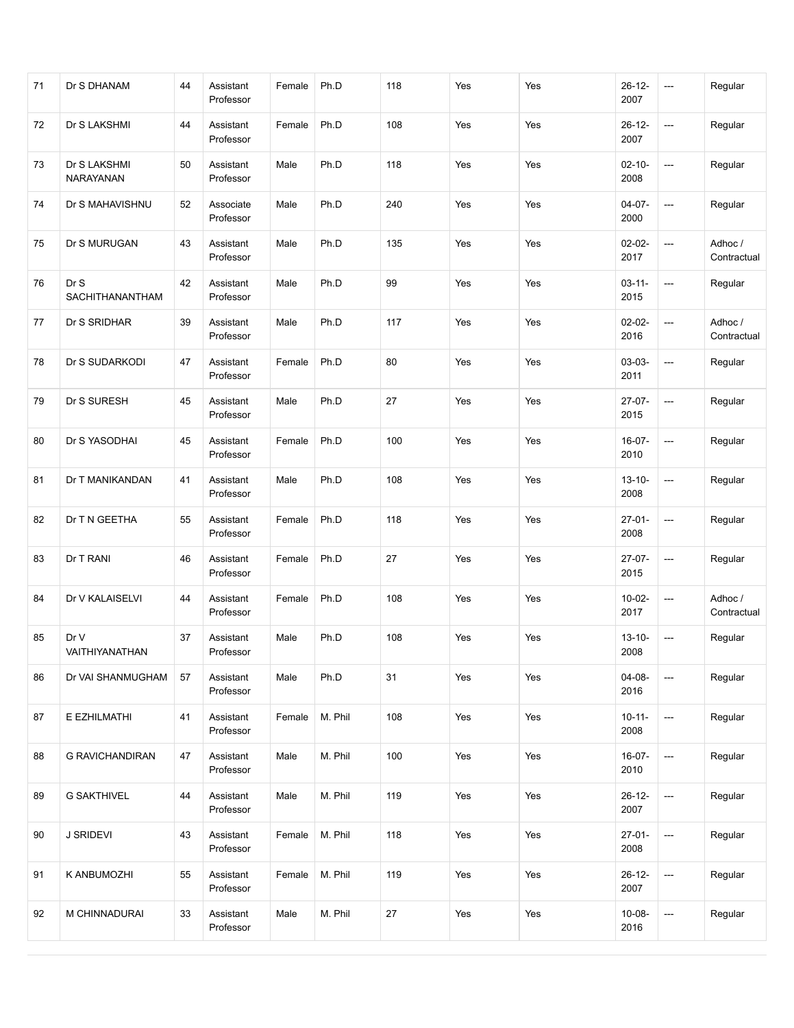| | | | | | | | | | | | |
|---|---|---|---|---|---|---|---|---|---|---|---|
| 71 | Dr S DHANAM | 44 | Assistant Professor | Female | Ph.D | 118 | Yes | Yes | 26-12-2007 | --- | Regular |
| 72 | Dr S LAKSHMI | 44 | Assistant Professor | Female | Ph.D | 108 | Yes | Yes | 26-12-2007 | --- | Regular |
| 73 | Dr S LAKSHMI NARAYANAN | 50 | Assistant Professor | Male | Ph.D | 118 | Yes | Yes | 02-10-2008 | --- | Regular |
| 74 | Dr S MAHAVISHNU | 52 | Associate Professor | Male | Ph.D | 240 | Yes | Yes | 04-07-2000 | --- | Regular |
| 75 | Dr S MURUGAN | 43 | Assistant Professor | Male | Ph.D | 135 | Yes | Yes | 02-02-2017 | --- | Adhoc / Contractual |
| 76 | Dr S SACHITHANANTHAM | 42 | Assistant Professor | Male | Ph.D | 99 | Yes | Yes | 03-11-2015 | --- | Regular |
| 77 | Dr S SRIDHAR | 39 | Assistant Professor | Male | Ph.D | 117 | Yes | Yes | 02-02-2016 | --- | Adhoc / Contractual |
| 78 | Dr S SUDARKODI | 47 | Assistant Professor | Female | Ph.D | 80 | Yes | Yes | 03-03-2011 | --- | Regular |
| 79 | Dr S SURESH | 45 | Assistant Professor | Male | Ph.D | 27 | Yes | Yes | 27-07-2015 | --- | Regular |
| 80 | Dr S YASODHAI | 45 | Assistant Professor | Female | Ph.D | 100 | Yes | Yes | 16-07-2010 | --- | Regular |
| 81 | Dr T MANIKANDAN | 41 | Assistant Professor | Male | Ph.D | 108 | Yes | Yes | 13-10-2008 | --- | Regular |
| 82 | Dr T N GEETHA | 55 | Assistant Professor | Female | Ph.D | 118 | Yes | Yes | 27-01-2008 | --- | Regular |
| 83 | Dr T RANI | 46 | Assistant Professor | Female | Ph.D | 27 | Yes | Yes | 27-07-2015 | --- | Regular |
| 84 | Dr V KALAISELVI | 44 | Assistant Professor | Female | Ph.D | 108 | Yes | Yes | 10-02-2017 | --- | Adhoc / Contractual |
| 85 | Dr V VAITHIYANATHAN | 37 | Assistant Professor | Male | Ph.D | 108 | Yes | Yes | 13-10-2008 | --- | Regular |
| 86 | Dr VAI SHANMUGHAM | 57 | Assistant Professor | Male | Ph.D | 31 | Yes | Yes | 04-08-2016 | --- | Regular |
| 87 | E EZHILMATHI | 41 | Assistant Professor | Female | M. Phil | 108 | Yes | Yes | 10-11-2008 | --- | Regular |
| 88 | G RAVICHANDIRAN | 47 | Assistant Professor | Male | M. Phil | 100 | Yes | Yes | 16-07-2010 | --- | Regular |
| 89 | G SAKTHIVEL | 44 | Assistant Professor | Male | M. Phil | 119 | Yes | Yes | 26-12-2007 | --- | Regular |
| 90 | J SRIDEVI | 43 | Assistant Professor | Female | M. Phil | 118 | Yes | Yes | 27-01-2008 | --- | Regular |
| 91 | K ANBUMOZHI | 55 | Assistant Professor | Female | M. Phil | 119 | Yes | Yes | 26-12-2007 | --- | Regular |
| 92 | M CHINNADURAI | 33 | Assistant Professor | Male | M. Phil | 27 | Yes | Yes | 10-08-2016 | --- | Regular |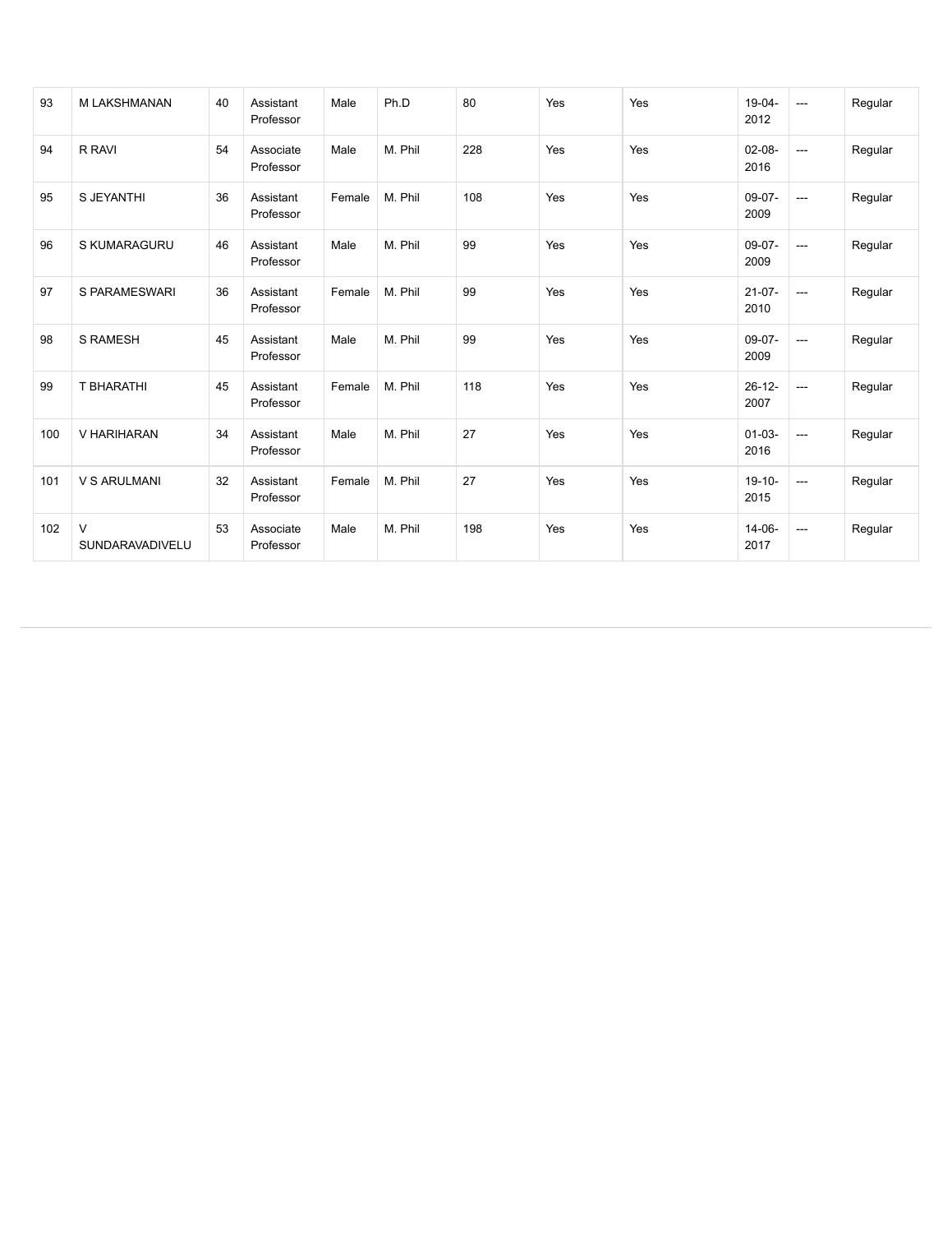| | | | | | | | | | | | |
|---|---|---|---|---|---|---|---|---|---|---|---|
| 93 | M LAKSHMANAN | 40 | Assistant Professor | Male | Ph.D | 80 | Yes | Yes | 19-04-2012 | --- | Regular |
| 94 | R RAVI | 54 | Associate Professor | Male | M. Phil | 228 | Yes | Yes | 02-08-2016 | --- | Regular |
| 95 | S JEYANTHI | 36 | Assistant Professor | Female | M. Phil | 108 | Yes | Yes | 09-07-2009 | --- | Regular |
| 96 | S KUMARAGURU | 46 | Assistant Professor | Male | M. Phil | 99 | Yes | Yes | 09-07-2009 | --- | Regular |
| 97 | S PARAMESWARI | 36 | Assistant Professor | Female | M. Phil | 99 | Yes | Yes | 21-07-2010 | --- | Regular |
| 98 | S RAMESH | 45 | Assistant Professor | Male | M. Phil | 99 | Yes | Yes | 09-07-2009 | --- | Regular |
| 99 | T BHARATHI | 45 | Assistant Professor | Female | M. Phil | 118 | Yes | Yes | 26-12-2007 | --- | Regular |
| 100 | V HARIHARAN | 34 | Assistant Professor | Male | M. Phil | 27 | Yes | Yes | 01-03-2016 | --- | Regular |
| 101 | V S ARULMANI | 32 | Assistant Professor | Female | M. Phil | 27 | Yes | Yes | 19-10-2015 | --- | Regular |
| 102 | V SUNDARAVADIVELU | 53 | Associate Professor | Male | M. Phil | 198 | Yes | Yes | 14-06-2017 | --- | Regular |